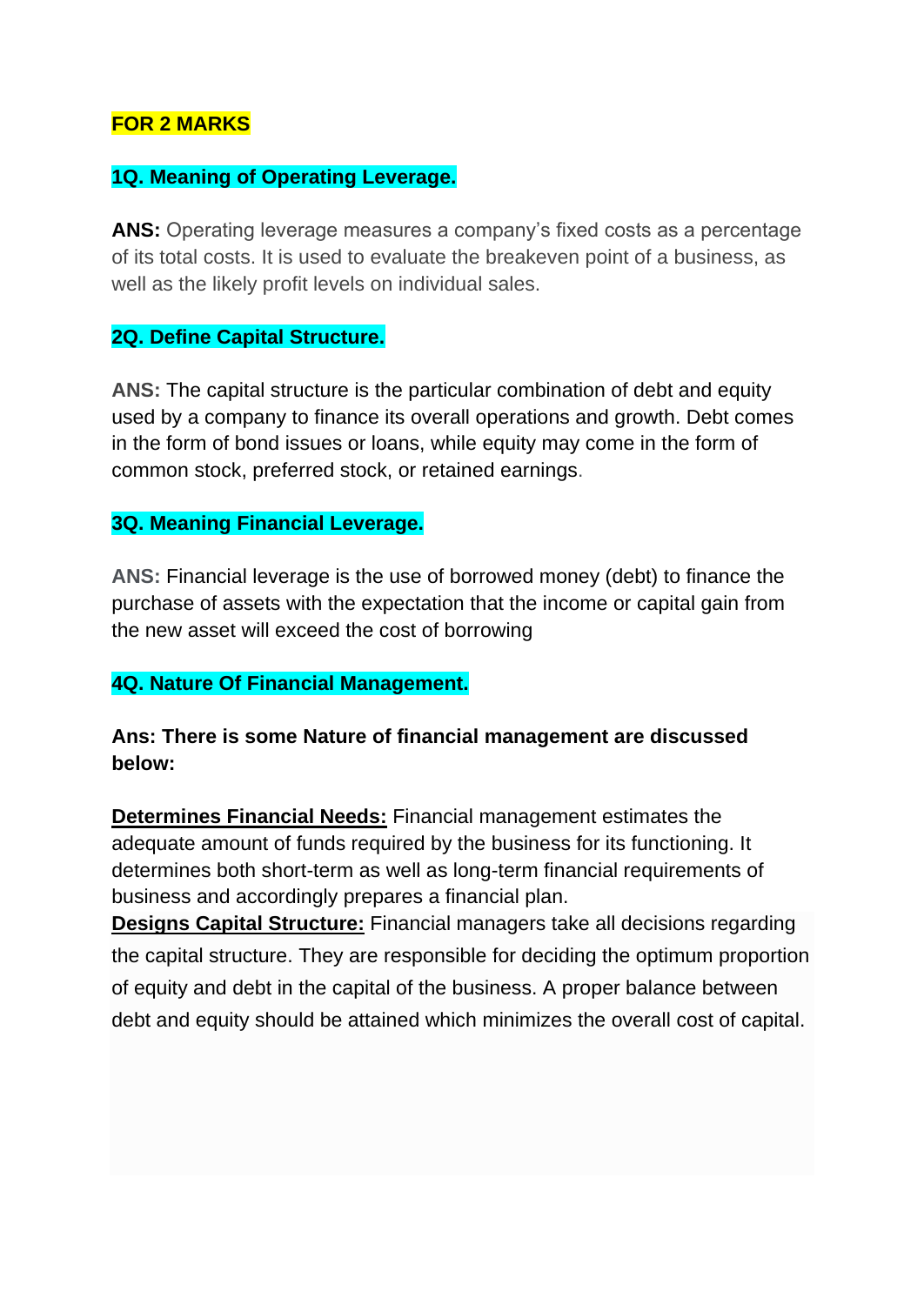**FOR 2 MARKS**

**1Q. Meaning of Operating Leverage.**

**ANS:** Operating leverage measures a company's fixed costs as a percentage of its total costs. It is used to evaluate the breakeven point of a business, as well as the likely profit levels on individual sales.

**2Q. Define Capital Structure.**

**ANS:** The capital structure is the particular combination of debt and equity used by a company to finance its overall operations and growth. Debt comes in the form of bond issues or loans, while equity may come in the form of common stock, preferred stock, or retained earnings.

**3Q. Meaning Financial Leverage.**

**ANS:** Financial leverage is the use of borrowed money (debt) to finance the purchase of assets with the expectation that the income or capital gain from the new asset will exceed the cost of borrowing

**4Q. Nature Of Financial Management.**

**Ans: There is some Nature of financial management are discussed below:**

**Determines Financial Needs:** Financial management estimates the adequate amount of funds required by the business for its functioning. It determines both short-term as well as long-term financial requirements of business and accordingly prepares a financial plan.

**Designs Capital Structure:** Financial managers take all decisions regarding the capital structure. They are responsible for deciding the optimum proportion of equity and debt in the capital of the business. A proper balance between debt and equity should be attained which minimizes the overall cost of capital.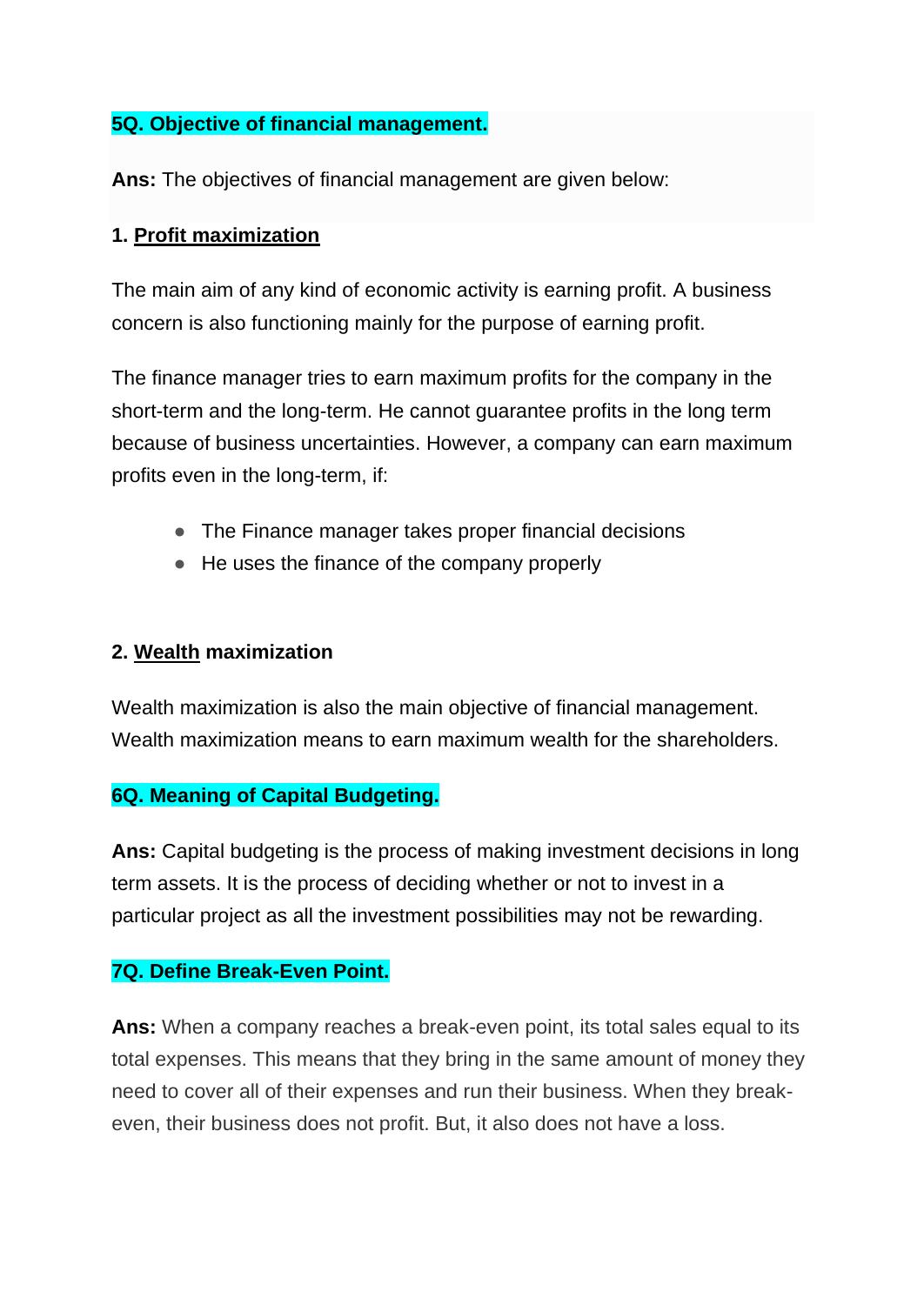**5Q. Objective of financial management.**

**Ans:** The objectives of financial management are given below:

**1. Profit maximization**

The main aim of any kind of economic activity is earning profit. A business concern is also functioning mainly for the purpose of earning profit.

The finance manager tries to earn maximum profits for the company in the short-term and the long-term. He cannot guarantee profits in the long term because of business uncertainties. However, a company can earn maximum profits even in the long-term, if:

- The Finance manager takes proper financial decisions
- He uses the finance of the company properly

**2. Wealth maximization**

Wealth maximization is also the main objective of financial management. Wealth maximization means to earn maximum wealth for the shareholders.

**6Q. Meaning of Capital Budgeting.**

**Ans:** Capital budgeting is the process of making investment decisions in long term assets. It is the process of deciding whether or not to invest in a particular project as all the investment possibilities may not be rewarding.

**7Q. Define Break-Even Point.**

**Ans:** When a company reaches a break-even point, its total sales equal to its total expenses. This means that they bring in the same amount of money they need to cover all of their expenses and run their business. When they break-even, their business does not profit. But, it also does not have a loss.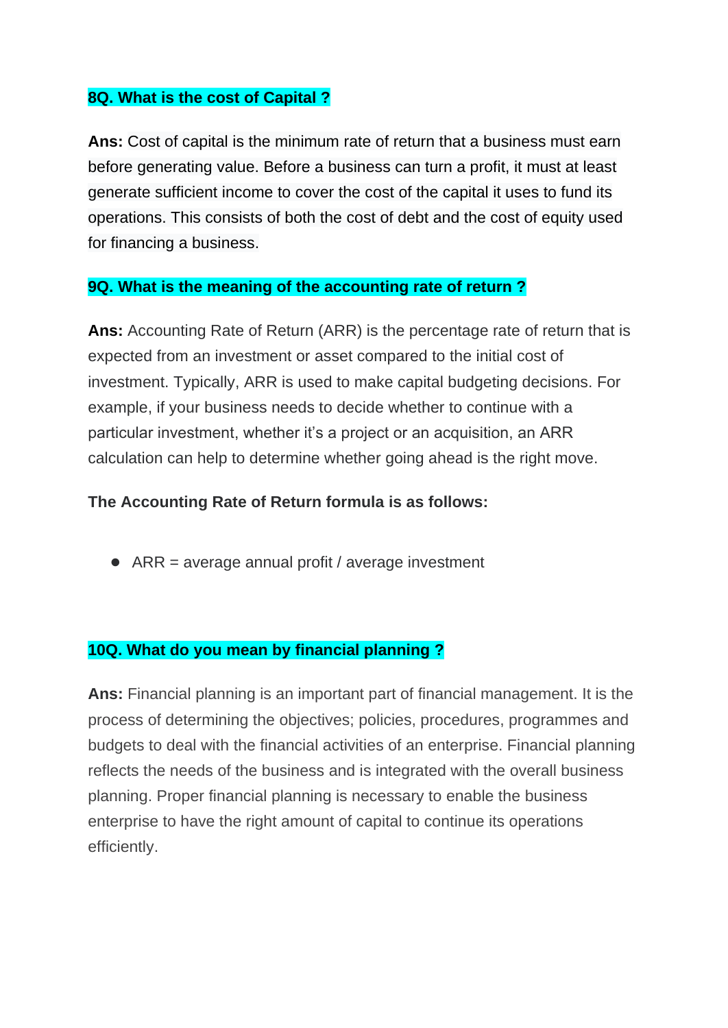**8Q. What is the cost of Capital ?**

**Ans:** Cost of capital is the minimum rate of return that a business must earn before generating value. Before a business can turn a profit, it must at least generate sufficient income to cover the cost of the capital it uses to fund its operations. This consists of both the cost of debt and the cost of equity used for financing a business.

**9Q. What is the meaning of the accounting rate of return ?**

**Ans:** Accounting Rate of Return (ARR) is the percentage rate of return that is expected from an investment or asset compared to the initial cost of investment. Typically, ARR is used to make capital budgeting decisions. For example, if your business needs to decide whether to continue with a particular investment, whether it's a project or an acquisition, an ARR calculation can help to determine whether going ahead is the right move.

**The Accounting Rate of Return formula is as follows:**

- ARR = average annual profit / average investment

**10Q. What do you mean by financial planning ?**

**Ans:** Financial planning is an important part of financial management. It is the process of determining the objectives; policies, procedures, programmes and budgets to deal with the financial activities of an enterprise. Financial planning reflects the needs of the business and is integrated with the overall business planning. Proper financial planning is necessary to enable the business enterprise to have the right amount of capital to continue its operations efficiently.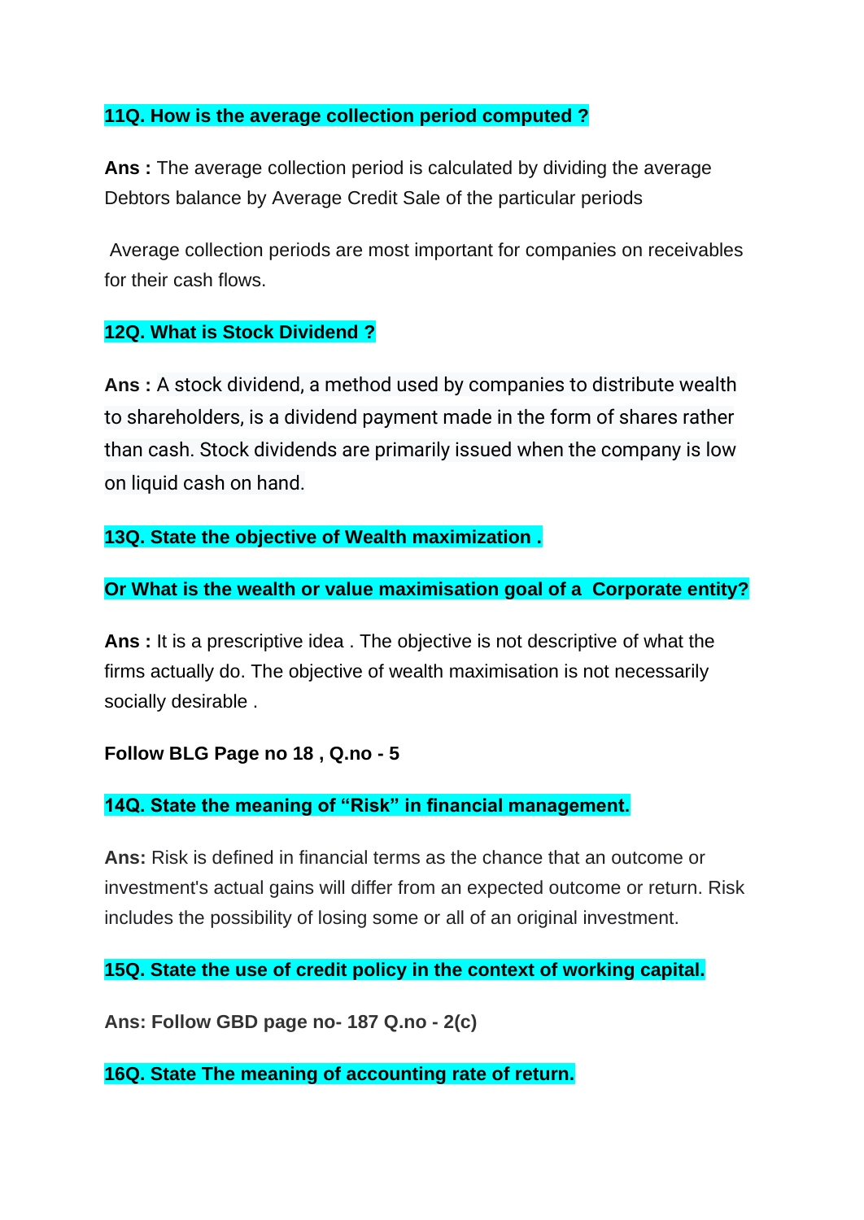**11Q. How is the average collection period computed ?**

**Ans :** The average collection period is calculated by dividing the average Debtors balance by Average Credit Sale of the particular periods

Average collection periods are most important for companies on receivables for their cash flows.

**12Q. What is Stock Dividend ?**

**Ans :** A stock dividend, a method used by companies to distribute wealth to shareholders, is a dividend payment made in the form of shares rather than cash. Stock dividends are primarily issued when the company is low on liquid cash on hand.

**13Q. State the objective of Wealth maximization .**

**Or What is the wealth or value maximisation goal of a Corporate entity?**

**Ans :** It is a prescriptive idea . The objective is not descriptive of what the firms actually do. The objective of wealth maximisation is not necessarily socially desirable .

**Follow BLG Page no 18 , Q.no - 5**

**14Q. State the meaning of “Risk” in financial management.**

**Ans:** Risk is defined in financial terms as the chance that an outcome or investment's actual gains will differ from an expected outcome or return. Risk includes the possibility of losing some or all of an original investment.

**15Q. State the use of credit policy in the context of working capital.**

**Ans: Follow GBD page no- 187 Q.no - 2(c)**

**16Q. State The meaning of accounting rate of return.**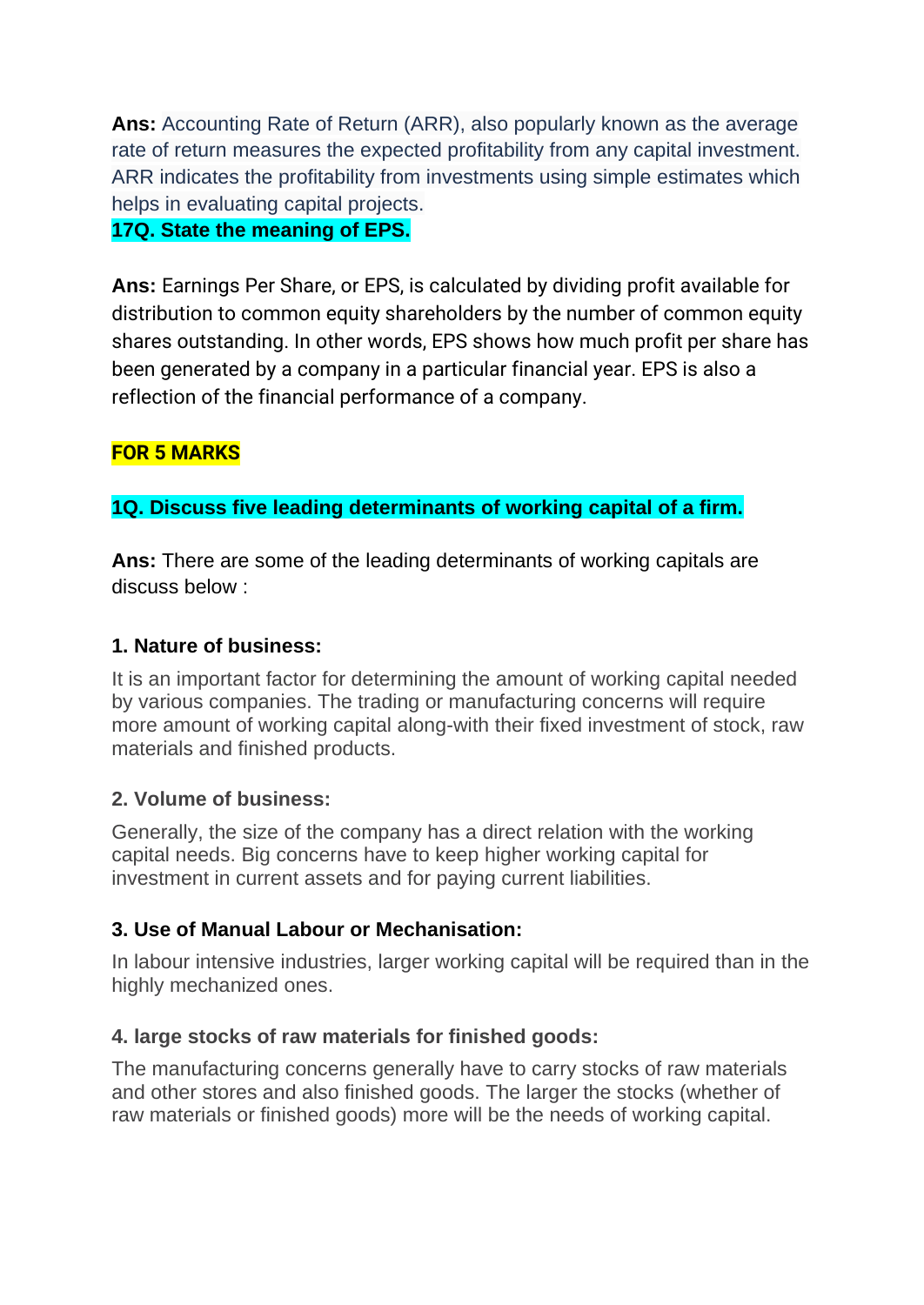**Ans:** Accounting Rate of Return (ARR), also popularly known as the average rate of return measures the expected profitability from any capital investment. ARR indicates the profitability from investments using simple estimates which helps in evaluating capital projects.

**17Q. State the meaning of EPS.**

**Ans:** Earnings Per Share, or EPS, is calculated by dividing profit available for distribution to common equity shareholders by the number of common equity shares outstanding. In other words, EPS shows how much profit per share has been generated by a company in a particular financial year. EPS is also a reflection of the financial performance of a company.

**FOR 5 MARKS**

**1Q. Discuss five leading determinants of working capital of a firm.**

**Ans:** There are some of the leading determinants of working capitals are discuss below :

#### 1. Nature of business:

It is an important factor for determining the amount of working capital needed by various companies. The trading or manufacturing concerns will require more amount of working capital along-with their fixed investment of stock, raw materials and finished products.

#### 2. Volume of business:

Generally, the size of the company has a direct relation with the working capital needs. Big concerns have to keep higher working capital for investment in current assets and for paying current liabilities.

#### 3. Use of Manual Labour or Mechanisation:

In labour intensive industries, larger working capital will be required than in the highly mechanized ones.

#### 4. large stocks of raw materials for finished goods:

The manufacturing concerns generally have to carry stocks of raw materials and other stores and also finished goods. The larger the stocks (whether of raw materials or finished goods) more will be the needs of working capital.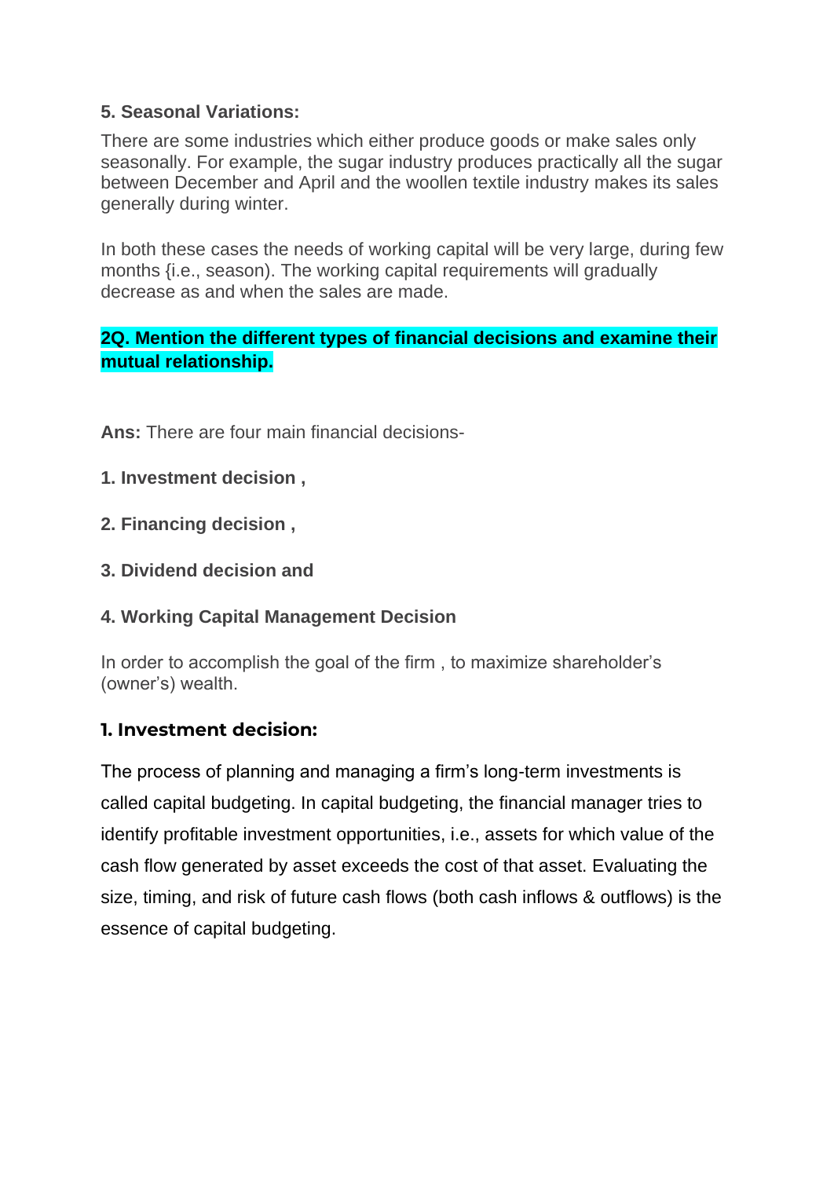**5. Seasonal Variations:**

There are some industries which either produce goods or make sales only seasonally. For example, the sugar industry produces practically all the sugar between December and April and the woollen textile industry makes its sales generally during winter.

In both these cases the needs of working capital will be very large, during few months {i.e., season). The working capital requirements will gradually decrease as and when the sales are made.

**2Q. Mention the different types of financial decisions and examine their mutual relationship.**

**Ans:** There are four main financial decisions-

**1. Investment decision ,**

**2. Financing decision ,**

**3. Dividend decision and**

**4. Working Capital Management Decision**

In order to accomplish the goal of the firm , to maximize shareholder's (owner's) wealth.

### 1. Investment decision:

The process of planning and managing a firm's long-term investments is called capital budgeting. In capital budgeting, the financial manager tries to identify profitable investment opportunities, i.e., assets for which value of the cash flow generated by asset exceeds the cost of that asset. Evaluating the size, timing, and risk of future cash flows (both cash inflows & outflows) is the essence of capital budgeting.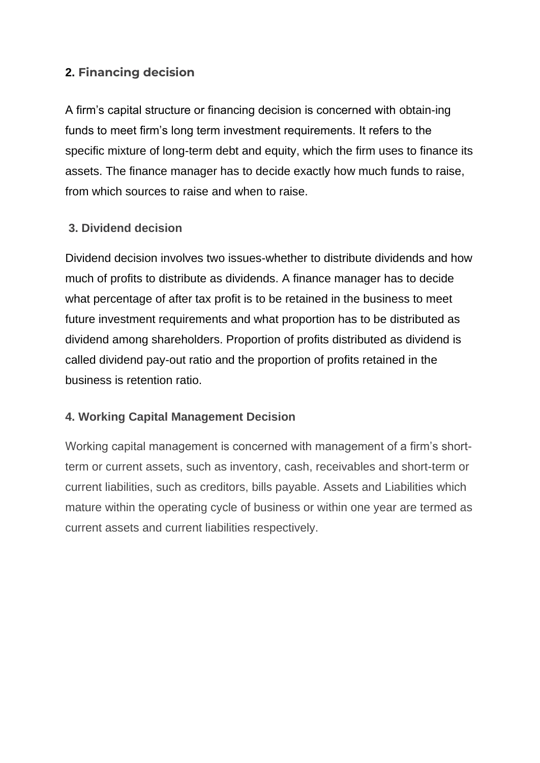### 2. Financing decision

A firm's capital structure or financing decision is concerned with obtain-ing funds to meet firm's long term investment requirements. It refers to the specific mixture of long-term debt and equity, which the firm uses to finance its assets. The finance manager has to decide exactly how much funds to raise, from which sources to raise and when to raise.

### 3. Dividend decision

Dividend decision involves two issues-whether to distribute dividends and how much of profits to distribute as dividends. A finance manager has to decide what percentage of after tax profit is to be retained in the business to meet future investment requirements and what proportion has to be distributed as dividend among shareholders. Proportion of profits distributed as dividend is called dividend pay-out ratio and the proportion of profits retained in the business is retention ratio.

### 4. Working Capital Management Decision

Working capital management is concerned with management of a firm's short-term or current assets, such as inventory, cash, receivables and short-term or current liabilities, such as creditors, bills payable. Assets and Liabilities which mature within the operating cycle of business or within one year are termed as current assets and current liabilities respectively.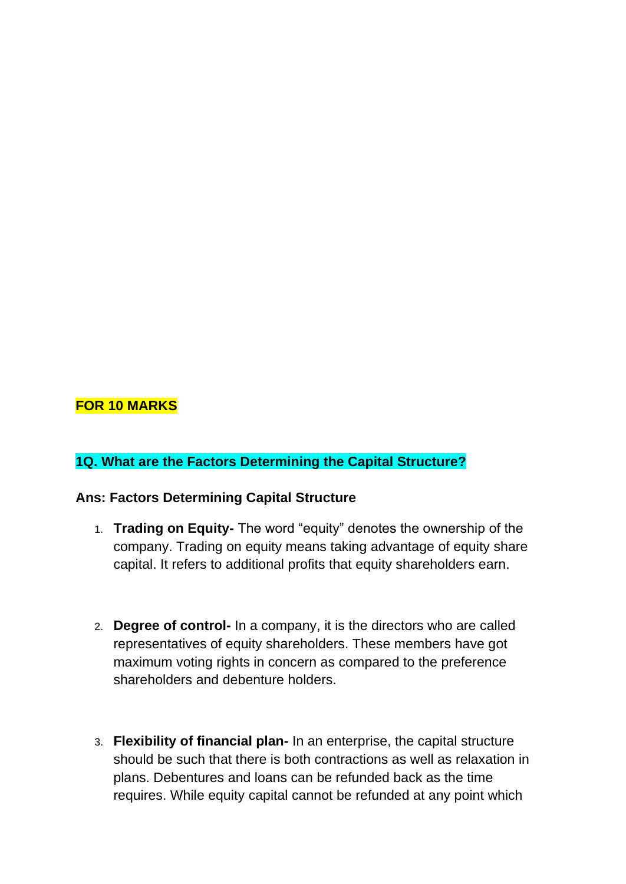**FOR 10 MARKS**

**1Q. What are the Factors Determining the Capital Structure?**

**Ans: Factors Determining Capital Structure**

1. **Trading on Equity-** The word "equity" denotes the ownership of the company. Trading on equity means taking advantage of equity share capital. It refers to additional profits that equity shareholders earn.

2. **Degree of control-** In a company, it is the directors who are called representatives of equity shareholders. These members have got maximum voting rights in concern as compared to the preference shareholders and debenture holders.

3. **Flexibility of financial plan-** In an enterprise, the capital structure should be such that there is both contractions as well as relaxation in plans. Debentures and loans can be refunded back as the time requires. While equity capital cannot be refunded at any point which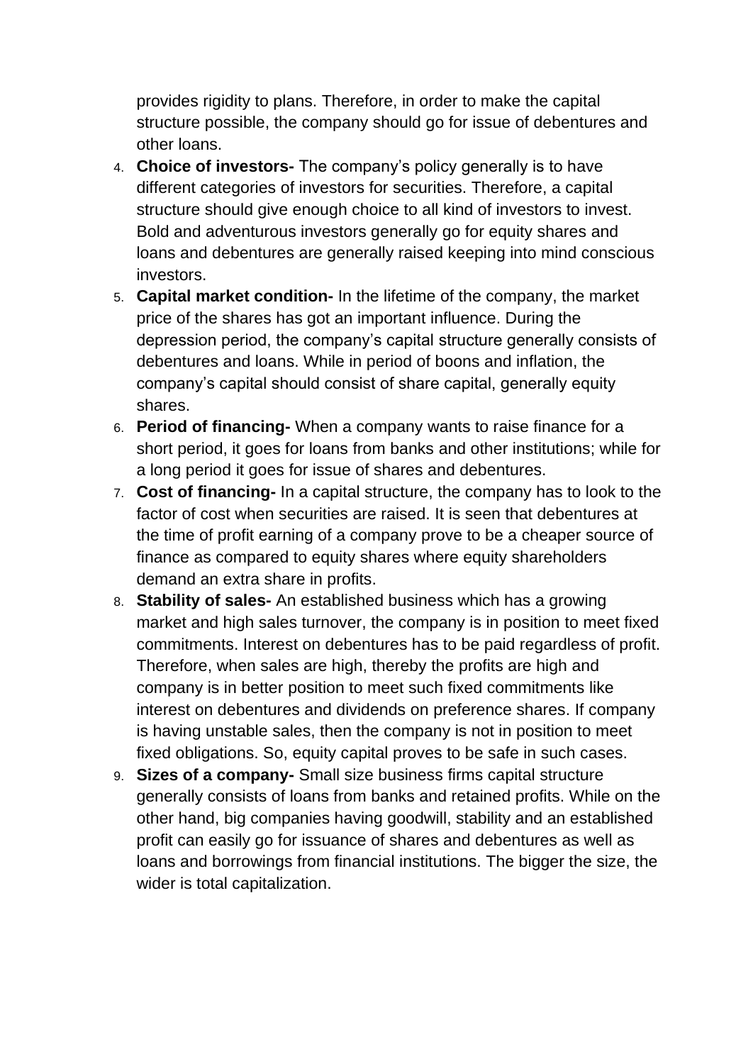provides rigidity to plans. Therefore, in order to make the capital structure possible, the company should go for issue of debentures and other loans.

4. **Choice of investors-** The company's policy generally is to have different categories of investors for securities. Therefore, a capital structure should give enough choice to all kind of investors to invest. Bold and adventurous investors generally go for equity shares and loans and debentures are generally raised keeping into mind conscious investors.
5. **Capital market condition-** In the lifetime of the company, the market price of the shares has got an important influence. During the depression period, the company's capital structure generally consists of debentures and loans. While in period of boons and inflation, the company's capital should consist of share capital, generally equity shares.
6. **Period of financing-** When a company wants to raise finance for a short period, it goes for loans from banks and other institutions; while for a long period it goes for issue of shares and debentures.
7. **Cost of financing-** In a capital structure, the company has to look to the factor of cost when securities are raised. It is seen that debentures at the time of profit earning of a company prove to be a cheaper source of finance as compared to equity shares where equity shareholders demand an extra share in profits.
8. **Stability of sales-** An established business which has a growing market and high sales turnover, the company is in position to meet fixed commitments. Interest on debentures has to be paid regardless of profit. Therefore, when sales are high, thereby the profits are high and company is in better position to meet such fixed commitments like interest on debentures and dividends on preference shares. If company is having unstable sales, then the company is not in position to meet fixed obligations. So, equity capital proves to be safe in such cases.
9. **Sizes of a company-** Small size business firms capital structure generally consists of loans from banks and retained profits. While on the other hand, big companies having goodwill, stability and an established profit can easily go for issuance of shares and debentures as well as loans and borrowings from financial institutions. The bigger the size, the wider is total capitalization.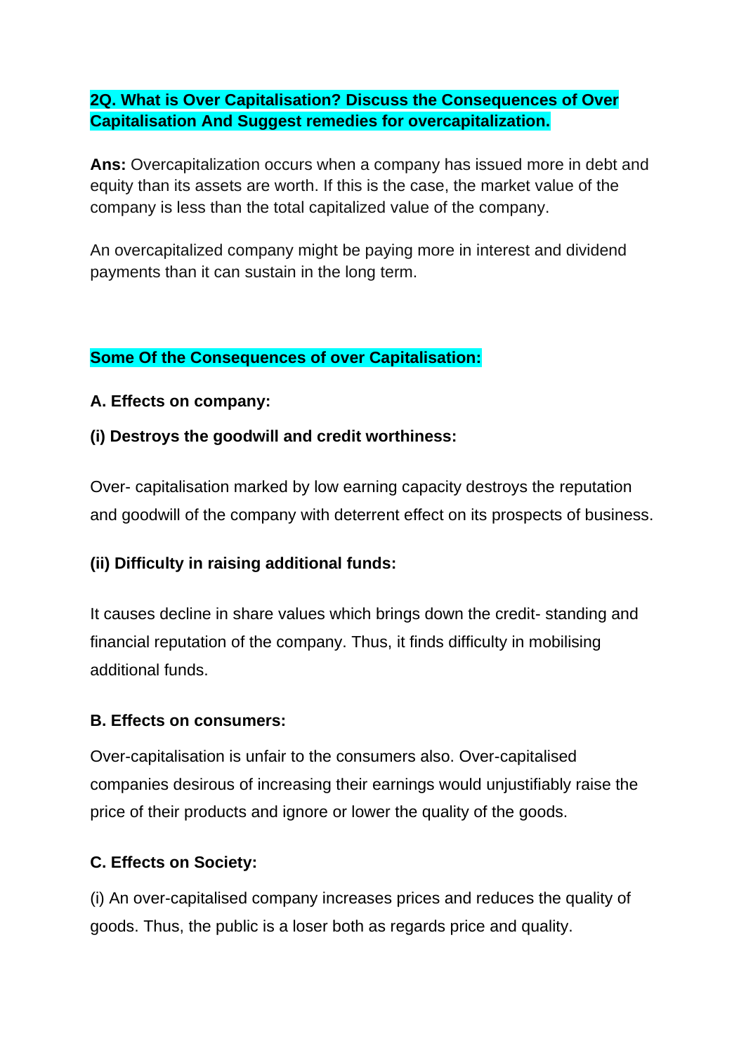**2Q. What is Over Capitalisation? Discuss the Consequences of Over Capitalisation And Suggest remedies for overcapitalization.**

**Ans:** Overcapitalization occurs when a company has issued more in debt and equity than its assets are worth. If this is the case, the market value of the company is less than the total capitalized value of the company.

An overcapitalized company might be paying more in interest and dividend payments than it can sustain in the long term.

**Some Of the Consequences of over Capitalisation:**

**A. Effects on company:**

**(i) Destroys the goodwill and credit worthiness:**

Over- capitalisation marked by low earning capacity destroys the reputation and goodwill of the company with deterrent effect on its prospects of business.

**(ii) Difficulty in raising additional funds:**

It causes decline in share values which brings down the credit- standing and financial reputation of the company. Thus, it finds difficulty in mobilising additional funds.

**B. Effects on consumers:**

Over-capitalisation is unfair to the consumers also. Over-capitalised companies desirous of increasing their earnings would unjustifiably raise the price of their products and ignore or lower the quality of the goods.

**C. Effects on Society:**

(i) An over-capitalised company increases prices and reduces the quality of goods. Thus, the public is a loser both as regards price and quality.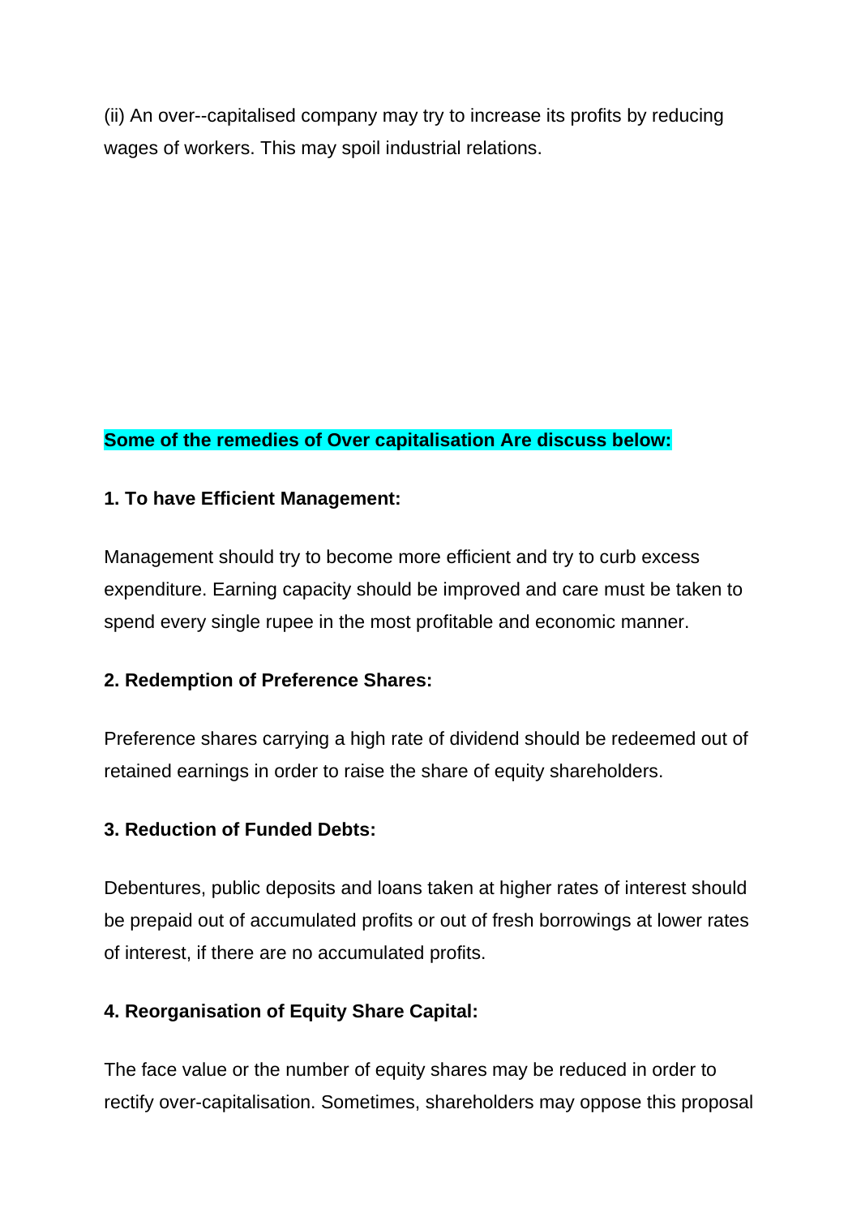(ii) An over--capitalised company may try to increase its profits by reducing wages of workers. This may spoil industrial relations.

**Some of the remedies of Over capitalisation Are discuss below:**

**1. To have Efficient Management:**

Management should try to become more efficient and try to curb excess expenditure. Earning capacity should be improved and care must be taken to spend every single rupee in the most profitable and economic manner.

**2. Redemption of Preference Shares:**

Preference shares carrying a high rate of dividend should be redeemed out of retained earnings in order to raise the share of equity shareholders.

**3. Reduction of Funded Debts:**

Debentures, public deposits and loans taken at higher rates of interest should be prepaid out of accumulated profits or out of fresh borrowings at lower rates of interest, if there are no accumulated profits.

**4. Reorganisation of Equity Share Capital:**

The face value or the number of equity shares may be reduced in order to rectify over-capitalisation. Sometimes, shareholders may oppose this proposal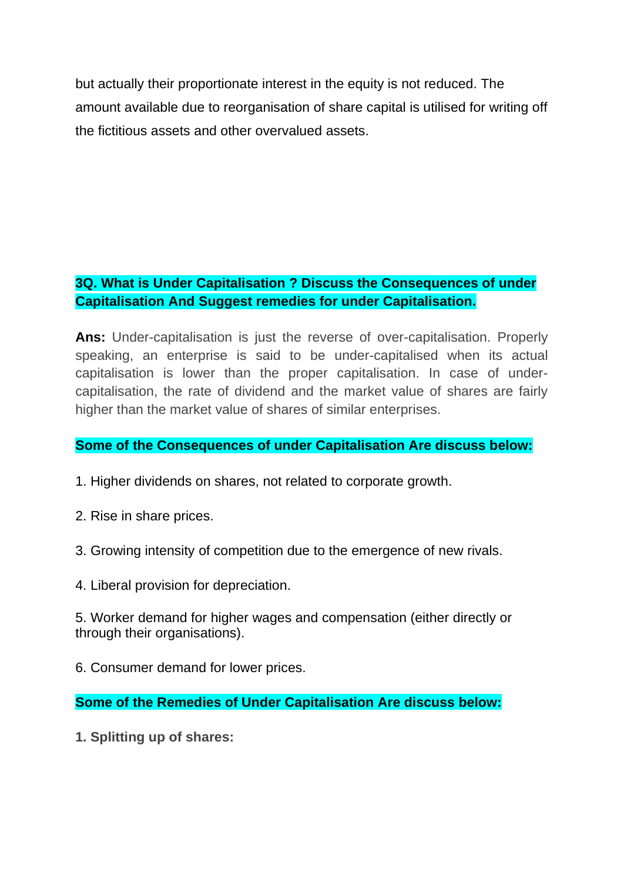but actually their proportionate interest in the equity is not reduced. The amount available due to reorganisation of share capital is utilised for writing off the fictitious assets and other overvalued assets.

**3Q. What is Under Capitalisation ? Discuss the Consequences of under Capitalisation And Suggest remedies for under Capitalisation.**

**Ans:** Under-capitalisation is just the reverse of over-capitalisation. Properly speaking, an enterprise is said to be under-capitalised when its actual capitalisation is lower than the proper capitalisation. In case of under-capitalisation, the rate of dividend and the market value of shares are fairly higher than the market value of shares of similar enterprises.

**Some of the Consequences of under Capitalisation Are discuss below:**

1. Higher dividends on shares, not related to corporate growth.

2. Rise in share prices.

3. Growing intensity of competition due to the emergence of new rivals.

4. Liberal provision for depreciation.

5. Worker demand for higher wages and compensation (either directly or through their organisations).

6. Consumer demand for lower prices.

**Some of the Remedies of Under Capitalisation Are discuss below:**

**1. Splitting up of shares:**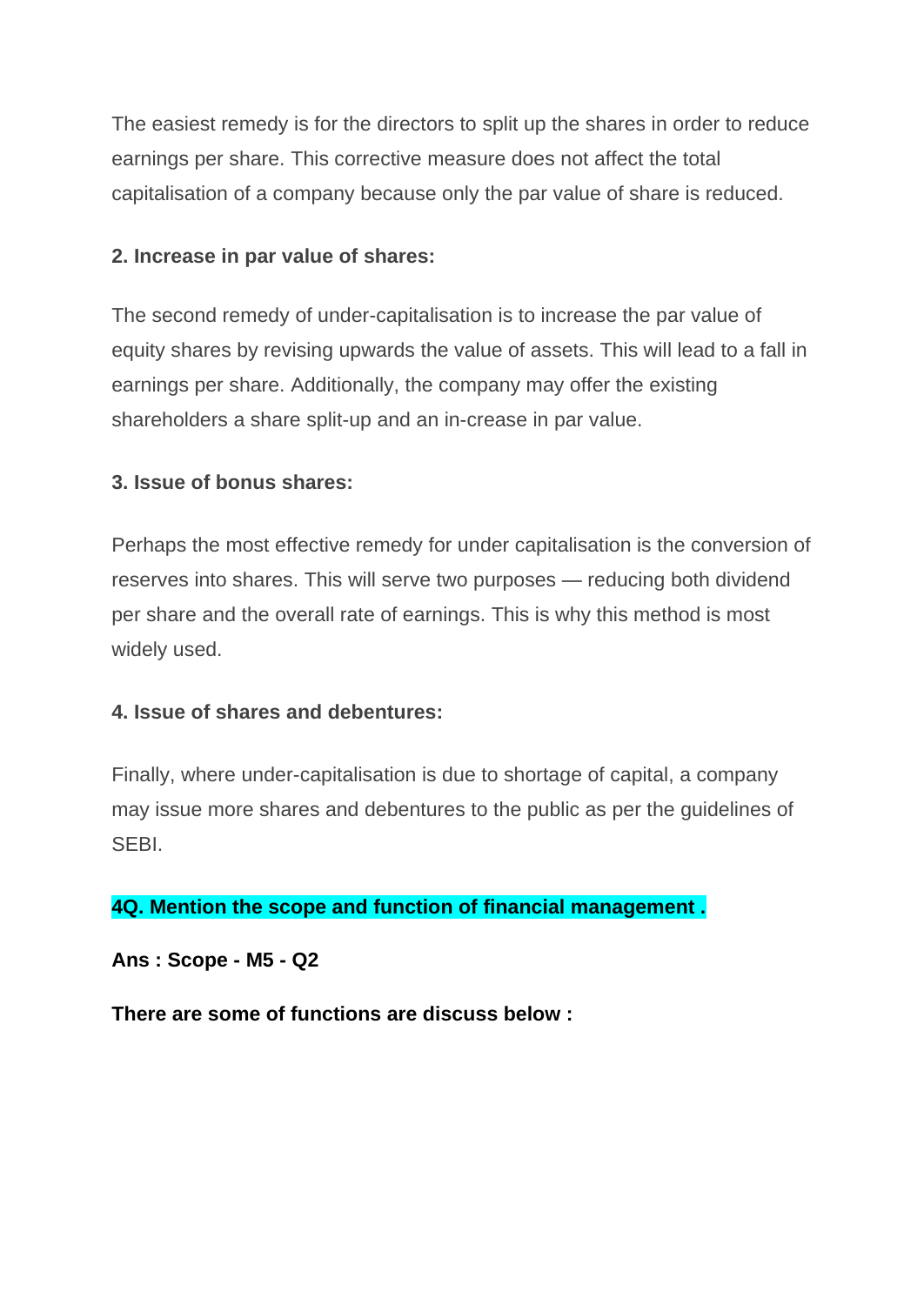The easiest remedy is for the directors to split up the shares in order to reduce earnings per share. This corrective measure does not affect the total capitalisation of a company because only the par value of share is reduced.

**2. Increase in par value of shares:**

The second remedy of under-capitalisation is to increase the par value of equity shares by revising upwards the value of assets. This will lead to a fall in earnings per share. Additionally, the company may offer the existing shareholders a share split-up and an in-crease in par value.

**3. Issue of bonus shares:**

Perhaps the most effective remedy for under capitalisation is the conversion of reserves into shares. This will serve two purposes — reducing both dividend per share and the overall rate of earnings. This is why this method is most widely used.

**4. Issue of shares and debentures:**

Finally, where under-capitalisation is due to shortage of capital, a company may issue more shares and debentures to the public as per the guidelines of SEBI.

**4Q. Mention the scope and function of financial management .**

**Ans : Scope - M5 - Q2**

**There are some of functions are discuss below :**